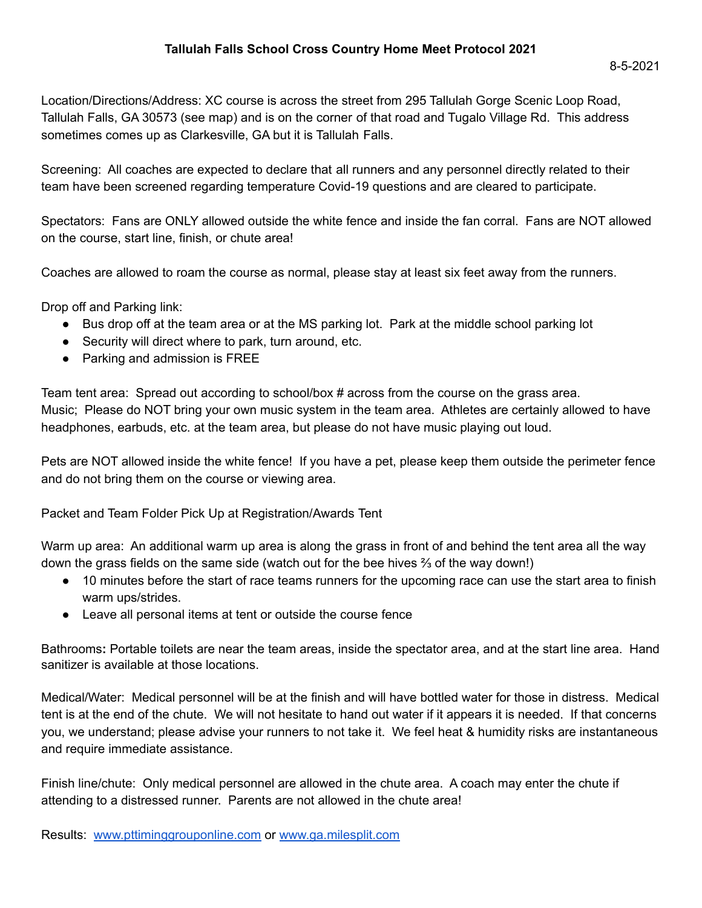**Tallulah Falls School Cross Country Home Meet Protocol 2021**

8-5-2021

Location/Directions/Address: XC course is across the street from 295 Tallulah Gorge Scenic Loop Road, Tallulah Falls, GA 30573 (see map) and is on the corner of that road and Tugalo Village Rd. This address sometimes comes up as Clarkesville, GA but it is Tallulah Falls.

Screening: All coaches are expected to declare that all runners and any personnel directly related to their team have been screened regarding temperature Covid-19 questions and are cleared to participate.

Spectators: Fans are ONLY allowed outside the white fence and inside the fan corral. Fans are NOT allowed on the course, start line, finish, or chute area!

Coaches are allowed to roam the course as normal, please stay at least six feet away from the runners.

Drop off and Parking link:

- Bus drop off at the team area or at the MS parking lot. Park at the middle school parking lot
- Security will direct where to park, turn around, etc.
- Parking and admission is FREE

Team tent area: Spread out according to school/box # across from the course on the grass area.
Music; Please do NOT bring your own music system in the team area. Athletes are certainly allowed to have headphones, earbuds, etc. at the team area, but please do not have music playing out loud.

Pets are NOT allowed inside the white fence! If you have a pet, please keep them outside the perimeter fence and do not bring them on the course or viewing area.

Packet and Team Folder Pick Up at Registration/Awards Tent

Warm up area: An additional warm up area is along the grass in front of and behind the tent area all the way down the grass fields on the same side (watch out for the bee hives ⅔ of the way down!)

- 10 minutes before the start of race teams runners for the upcoming race can use the start area to finish warm ups/strides.
- Leave all personal items at tent or outside the course fence

Bathrooms**:** Portable toilets are near the team areas, inside the spectator area, and at the start line area. Hand sanitizer is available at those locations.

Medical/Water: Medical personnel will be at the finish and will have bottled water for those in distress. Medical tent is at the end of the chute. We will not hesitate to hand out water if it appears it is needed. If that concerns you, we understand; please advise your runners to not take it. We feel heat & humidity risks are instantaneous and require immediate assistance.

Finish line/chute: Only medical personnel are allowed in the chute area. A coach may enter the chute if attending to a distressed runner. Parents are not allowed in the chute area!

Results: [www.pttiminggrouponline.com](http://www.pttiminggrouponline.com) or [www.ga.milesplit.com](http://www.ga.milesplit.com)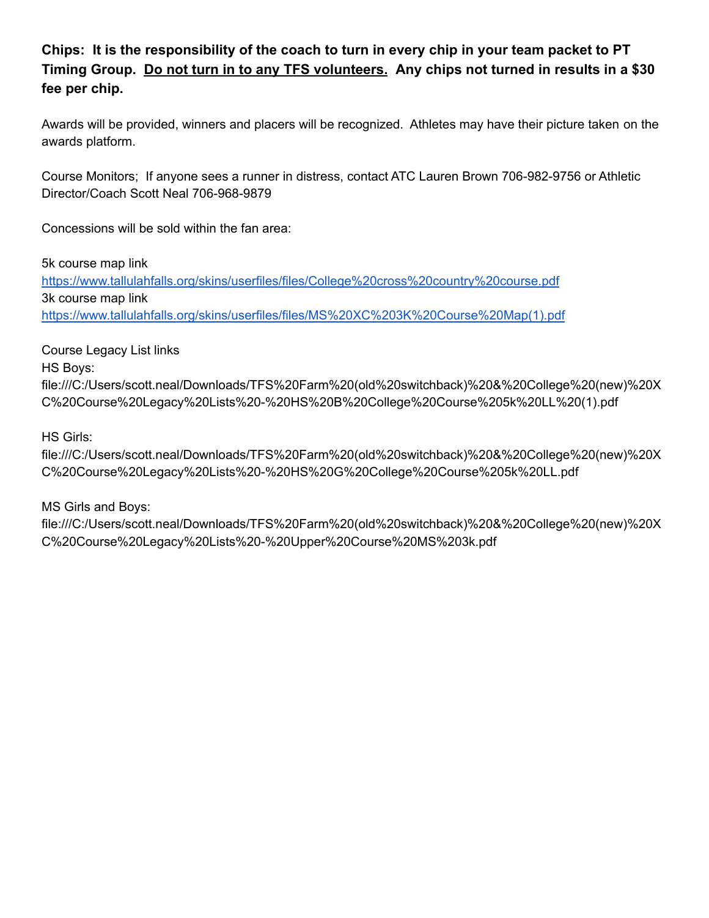**Chips: It is the responsibility of the coach to turn in every chip in your team packet to PT Timing Group. <u>Do not turn in to any TFS volunteers.</u> Any chips not turned in results in a $30 fee per chip.**

Awards will be provided, winners and placers will be recognized. Athletes may have their picture taken on the awards platform.

Course Monitors; If anyone sees a runner in distress, contact ATC Lauren Brown 706-982-9756 or Athletic Director/Coach Scott Neal 706-968-9879

Concessions will be sold within the fan area:

5k course map link
https://www.tallulahfalls.org/skins/userfiles/files/College%20cross%20country%20course.pdf
3k course map link
https://www.tallulahfalls.org/skins/userfiles/files/MS%20XC%203K%20Course%20Map(1).pdf

Course Legacy List links
HS Boys:
file:///C:/Users/scott.neal/Downloads/TFS%20Farm%20(old%20switchback)%20&%20College%20(new)%20XC%20Course%20Legacy%20Lists%20-%20HS%20B%20College%20Course%205k%20LL%20(1).pdf

HS Girls:
file:///C:/Users/scott.neal/Downloads/TFS%20Farm%20(old%20switchback)%20&%20College%20(new)%20XC%20Course%20Legacy%20Lists%20-%20HS%20G%20College%20Course%205k%20LL.pdf

MS Girls and Boys:
file:///C:/Users/scott.neal/Downloads/TFS%20Farm%20(old%20switchback)%20&%20College%20(new)%20XC%20Course%20Legacy%20Lists%20-%20Upper%20Course%20MS%203k.pdf